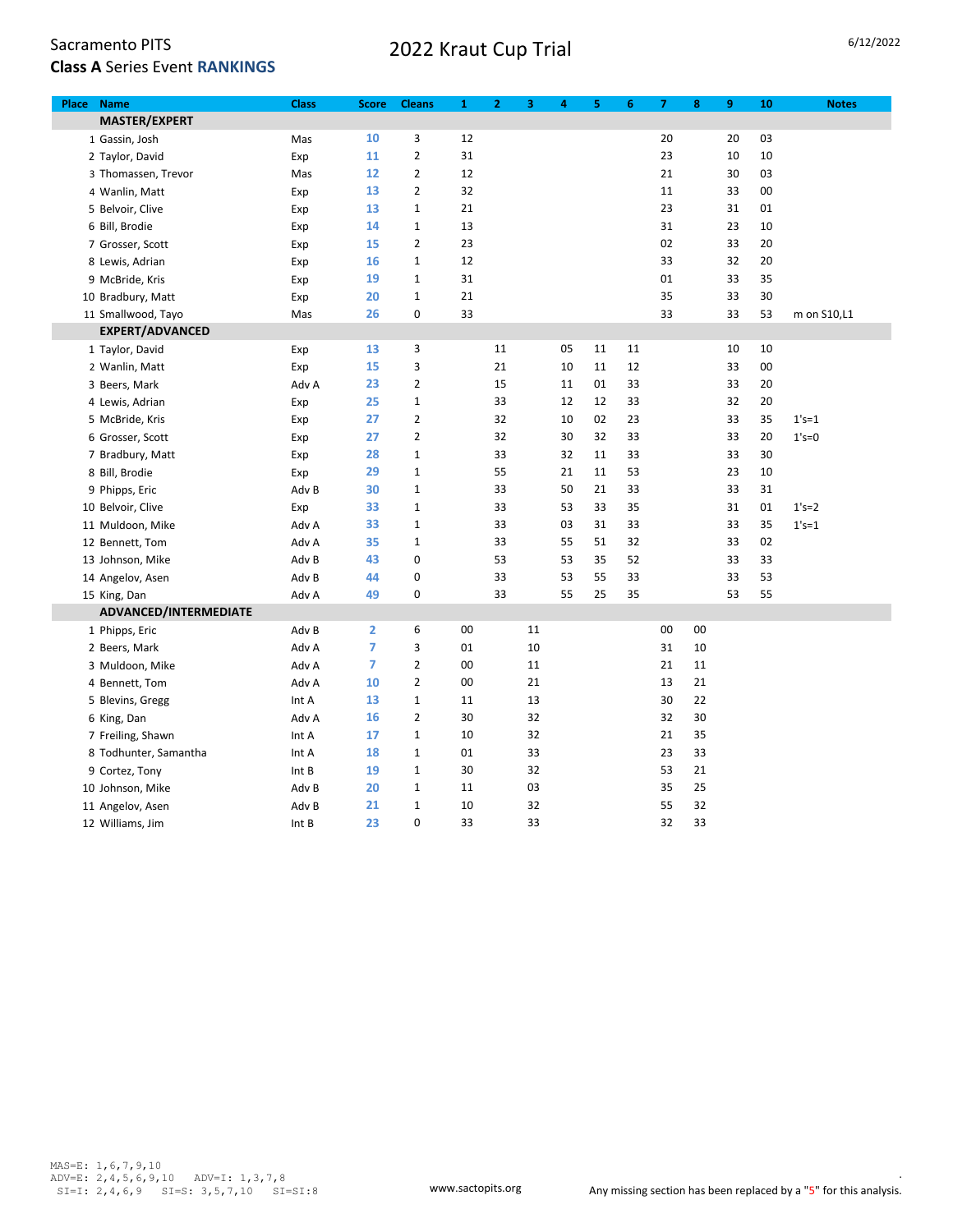Sacramento PITS

**Class A** Series Event **RANKINGS**

# 2022 Kraut Cup Trial

6/12/2022

| Place | Name | Class | Score | Cleans | 1 | 2 | 3 | 4 | 5 | 6 | 7 | 8 | 9 | 10 | Notes |
|---|---|---|---|---|---|---|---|---|---|---|---|---|---|---|---|
| | **MASTER/EXPERT** | | | | | | | | | | | | | | |
| 1 | Gassin, Josh | Mas | 10 | 3 | 12 | | | | | | 20 | | 20 | 03 | |
| 2 | Taylor, David | Exp | 11 | 2 | 31 | | | | | | 23 | | 10 | 10 | |
| 3 | Thomassen, Trevor | Mas | 12 | 2 | 12 | | | | | | 21 | | 30 | 03 | |
| 4 | Wanlin, Matt | Exp | 13 | 2 | 32 | | | | | | 11 | | 33 | 00 | |
| 5 | Belvoir, Clive | Exp | 13 | 1 | 21 | | | | | | 23 | | 31 | 01 | |
| 6 | Bill, Brodie | Exp | 14 | 1 | 13 | | | | | | 31 | | 23 | 10 | |
| 7 | Grosser, Scott | Exp | 15 | 2 | 23 | | | | | | 02 | | 33 | 20 | |
| 8 | Lewis, Adrian | Exp | 16 | 1 | 12 | | | | | | 33 | | 32 | 20 | |
| 9 | McBride, Kris | Exp | 19 | 1 | 31 | | | | | | 01 | | 33 | 35 | |
| 10 | Bradbury, Matt | Exp | 20 | 1 | 21 | | | | | | 35 | | 33 | 30 | |
| 11 | Smallwood, Tayo | Mas | 26 | 0 | 33 | | | | | | 33 | | 33 | 53 | m on S10,L1 |
| | **EXPERT/ADVANCED** | | | | | | | | | | | | | | |
| 1 | Taylor, David | Exp | 13 | 3 | | 11 | | 05 | 11 | 11 | | | 10 | 10 | |
| 2 | Wanlin, Matt | Exp | 15 | 3 | | 21 | | 10 | 11 | 12 | | | 33 | 00 | |
| 3 | Beers, Mark | Adv A | 23 | 2 | | 15 | | 11 | 01 | 33 | | | 33 | 20 | |
| 4 | Lewis, Adrian | Exp | 25 | 1 | | 33 | | 12 | 12 | 33 | | | 32 | 20 | |
| 5 | McBride, Kris | Exp | 27 | 2 | | 32 | | 10 | 02 | 23 | | | 33 | 35 | 1's=1 |
| 6 | Grosser, Scott | Exp | 27 | 2 | | 32 | | 30 | 32 | 33 | | | 33 | 20 | 1's=0 |
| 7 | Bradbury, Matt | Exp | 28 | 1 | | 33 | | 32 | 11 | 33 | | | 33 | 30 | |
| 8 | Bill, Brodie | Exp | 29 | 1 | | 55 | | 21 | 11 | 53 | | | 23 | 10 | |
| 9 | Phipps, Eric | Adv B | 30 | 1 | | 33 | | 50 | 21 | 33 | | | 33 | 31 | |
| 10 | Belvoir, Clive | Exp | 33 | 1 | | 33 | | 53 | 33 | 35 | | | 31 | 01 | 1's=2 |
| 11 | Muldoon, Mike | Adv A | 33 | 1 | | 33 | | 03 | 31 | 33 | | | 33 | 35 | 1's=1 |
| 12 | Bennett, Tom | Adv A | 35 | 1 | | 33 | | 55 | 51 | 32 | | | 33 | 02 | |
| 13 | Johnson, Mike | Adv B | 43 | 0 | | 53 | | 53 | 35 | 52 | | | 33 | 33 | |
| 14 | Angelov, Asen | Adv B | 44 | 0 | | 33 | | 53 | 55 | 33 | | | 33 | 53 | |
| 15 | King, Dan | Adv A | 49 | 0 | | 33 | | 55 | 25 | 35 | | | 53 | 55 | |
| | **ADVANCED/INTERMEDIATE** | | | | | | | | | | | | | | |
| 1 | Phipps, Eric | Adv B | 2 | 6 | 00 | | 11 | | | | 00 | 00 | | | |
| 2 | Beers, Mark | Adv A | 7 | 3 | 01 | | 10 | | | | 31 | 10 | | | |
| 3 | Muldoon, Mike | Adv A | 7 | 2 | 00 | | 11 | | | | 21 | 11 | | | |
| 4 | Bennett, Tom | Adv A | 10 | 2 | 00 | | 21 | | | | 13 | 21 | | | |
| 5 | Blevins, Gregg | Int A | 13 | 1 | 11 | | 13 | | | | 30 | 22 | | | |
| 6 | King, Dan | Adv A | 16 | 2 | 30 | | 32 | | | | 32 | 30 | | | |
| 7 | Freiling, Shawn | Int A | 17 | 1 | 10 | | 32 | | | | 21 | 35 | | | |
| 8 | Todhunter, Samantha | Int A | 18 | 1 | 01 | | 33 | | | | 23 | 33 | | | |
| 9 | Cortez, Tony | Int B | 19 | 1 | 30 | | 32 | | | | 53 | 21 | | | |
| 10 | Johnson, Mike | Adv B | 20 | 1 | 11 | | 03 | | | | 35 | 25 | | | |
| 11 | Angelov, Asen | Adv B | 21 | 1 | 10 | | 32 | | | | 55 | 32 | | | |
| 12 | Williams, Jim | Int B | 23 | 0 | 33 | | 33 | | | | 32 | 33 | | | |

```
MAS=E: 1,6,7,9,10
ADV=E: 2,4,5,6,9,10   ADV=I: 1,3,7,8
 SI=I: 2,4,6,9   SI=S: 3,5,7,10   SI=SI:8
```

www.sactopits.org

Any missing section has been replaced by a "5" for this analysis.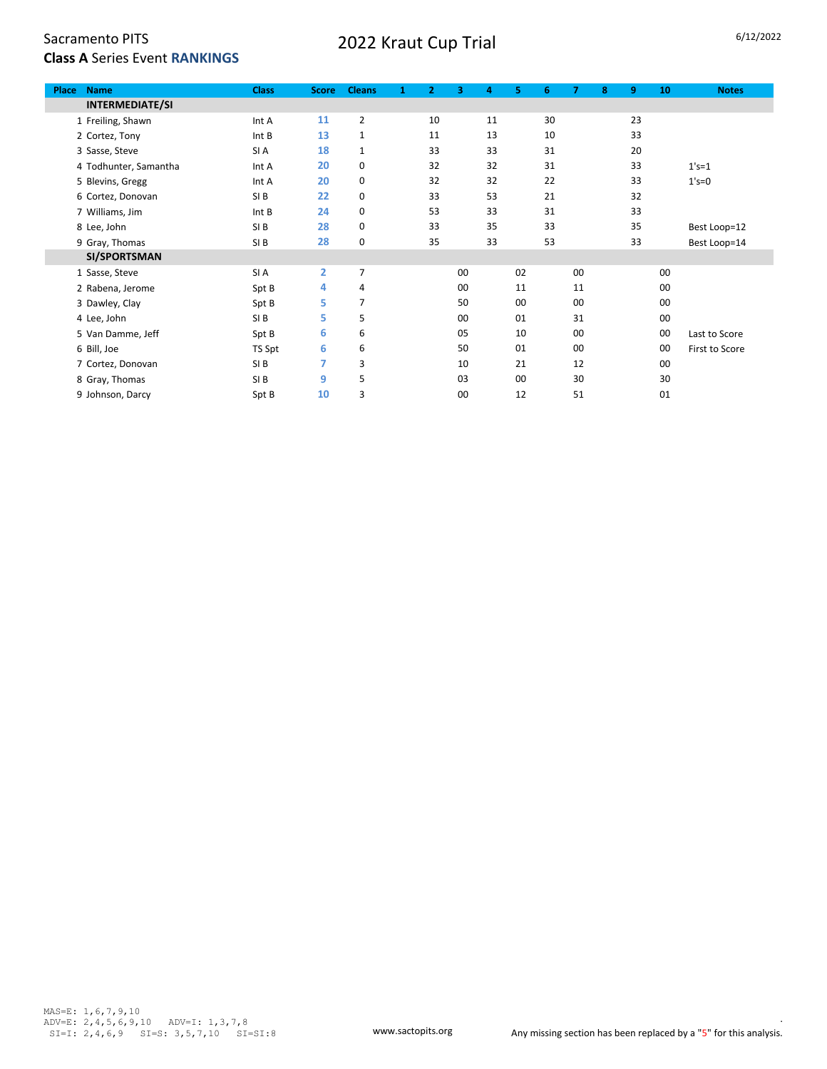Sacramento PITS

**Class A** Series Event **RANKINGS**

# 2022 Kraut Cup Trial

6/12/2022

| Place | Name | Class | Score | Cleans | 1 | 2 | 3 | 4 | 5 | 6 | 7 | 8 | 9 | 10 | Notes |
|---|---|---|---|---|---|---|---|---|---|---|---|---|---|---|---|
| | **INTERMEDIATE/SI** | | | | | | | | | | | | | | |
| 1 | Freiling, Shawn | Int A | 11 | 2 | | 10 | | 11 | | 30 | | | 23 | | |
| 2 | Cortez, Tony | Int B | 13 | 1 | | 11 | | 13 | | 10 | | | 33 | | |
| 3 | Sasse, Steve | SI A | 18 | 1 | | 33 | | 33 | | 31 | | | 20 | | |
| 4 | Todhunter, Samantha | Int A | 20 | 0 | | 32 | | 32 | | 31 | | | 33 | | 1's=1 |
| 5 | Blevins, Gregg | Int A | 20 | 0 | | 32 | | 32 | | 22 | | | 33 | | 1's=0 |
| 6 | Cortez, Donovan | SI B | 22 | 0 | | 33 | | 53 | | 21 | | | 32 | | |
| 7 | Williams, Jim | Int B | 24 | 0 | | 53 | | 33 | | 31 | | | 33 | | |
| 8 | Lee, John | SI B | 28 | 0 | | 33 | | 35 | | 33 | | | 35 | | Best Loop=12 |
| 9 | Gray, Thomas | SI B | 28 | 0 | | 35 | | 33 | | 53 | | | 33 | | Best Loop=14 |
| | **SI/SPORTSMAN** | | | | | | | | | | | | | | |
| 1 | Sasse, Steve | SI A | 2 | 7 | | | 00 | | 02 | | 00 | | | 00 | |
| 2 | Rabena, Jerome | Spt B | 4 | 4 | | | 00 | | 11 | | 11 | | | 00 | |
| 3 | Dawley, Clay | Spt B | 5 | 7 | | | 50 | | 00 | | 00 | | | 00 | |
| 4 | Lee, John | SI B | 5 | 5 | | | 00 | | 01 | | 31 | | | 00 | |
| 5 | Van Damme, Jeff | Spt B | 6 | 6 | | | 05 | | 10 | | 00 | | | 00 | Last to Score |
| 6 | Bill, Joe | TS Spt | 6 | 6 | | | 50 | | 01 | | 00 | | | 00 | First to Score |
| 7 | Cortez, Donovan | SI B | 7 | 3 | | | 10 | | 21 | | 12 | | | 00 | |
| 8 | Gray, Thomas | SI B | 9 | 5 | | | 03 | | 00 | | 30 | | | 30 | |
| 9 | Johnson, Darcy | Spt B | 10 | 3 | | | 00 | | 12 | | 51 | | | 01 | |

```
MAS=E: 1,6,7,9,10
ADV=E: 2,4,5,6,9,10    ADV=I: 1,3,7,8
 SI=I: 2,4,6,9    SI=S: 3,5,7,10    SI=SI:8
```

www.sactopits.org

Any missing section has been replaced by a "5" for this analysis.